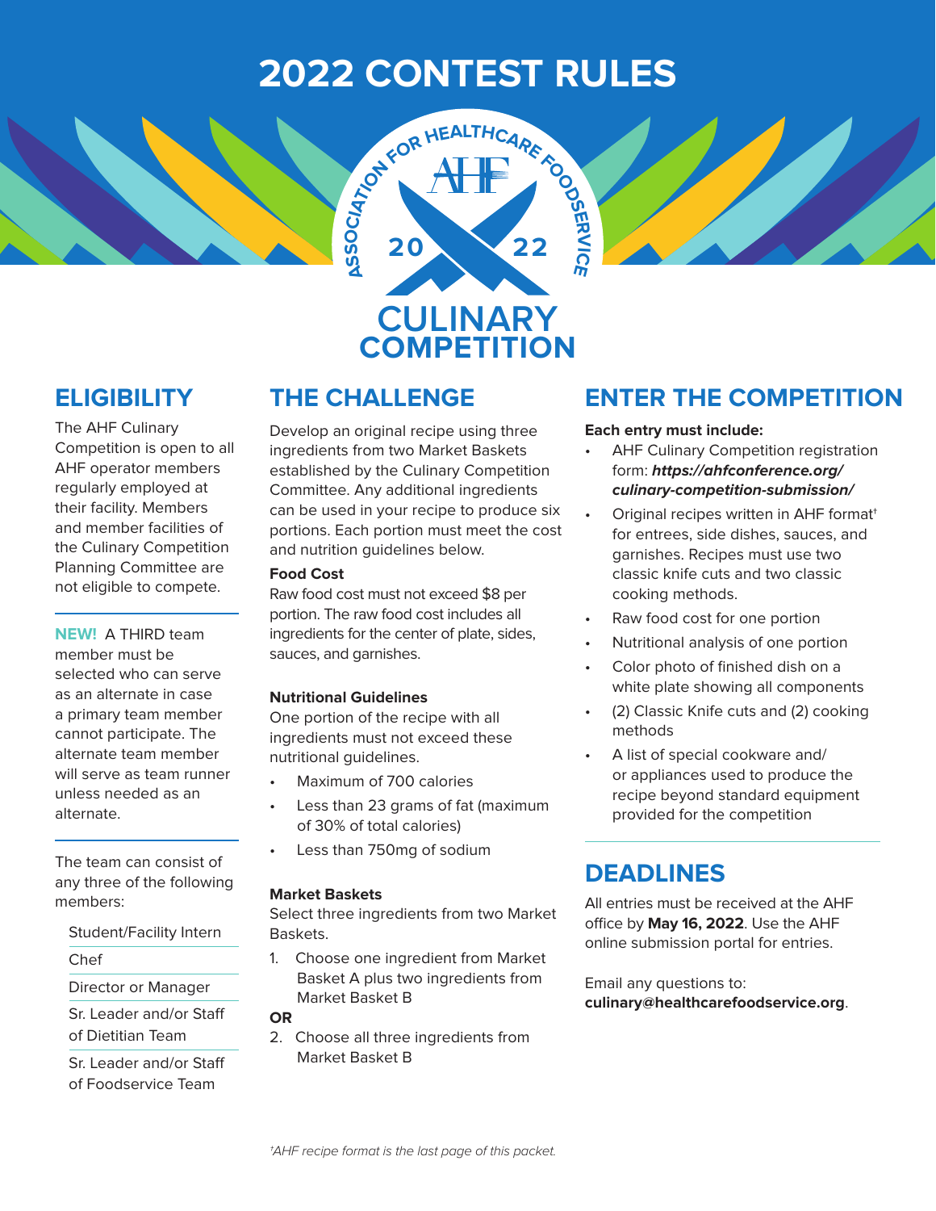# 2022 CONTEST RULES

ASSOCIATION FOR HEALTHCARE FOODSERVICE

AHF

2022

CULINARY COMPETITION

## ELIGIBILITY

The AHF Culinary Competition is open to all AHF operator members regularly employed at their facility. Members and member facilities of the Culinary Competition Planning Committee are not eligible to compete.

**NEW!** A THIRD team member must be selected who can serve as an alternate in case a primary team member cannot participate. The alternate team member will serve as team runner unless needed as an alternate.

The team can consist of any three of the following members:

- Student/Facility Intern
- Chef
- Director or Manager
- Sr. Leader and/or Staff of Dietitian Team
- Sr. Leader and/or Staff of Foodservice Team

## THE CHALLENGE

Develop an original recipe using three ingredients from two Market Baskets established by the Culinary Competition Committee. Any additional ingredients can be used in your recipe to produce six portions. Each portion must meet the cost and nutrition guidelines below.

**Food Cost**

Raw food cost must not exceed $8 per portion. The raw food cost includes all ingredients for the center of plate, sides, sauces, and garnishes.

**Nutritional Guidelines**

One portion of the recipe with all ingredients must not exceed these nutritional guidelines.

- Maximum of 700 calories
- Less than 23 grams of fat (maximum of 30% of total calories)
- Less than 750mg of sodium

**Market Baskets**

Select three ingredients from two Market Baskets.

1. Choose one ingredient from Market Basket A plus two ingredients from Market Basket B

**OR**

2. Choose all three ingredients from Market Basket B

## ENTER THE COMPETITION

**Each entry must include:**

- AHF Culinary Competition registration form: ***https://ahfconference.org/culinary-competition-submission/***
- Original recipes written in AHF format† for entrees, side dishes, sauces, and garnishes. Recipes must use two classic knife cuts and two classic cooking methods.
- Raw food cost for one portion
- Nutritional analysis of one portion
- Color photo of finished dish on a white plate showing all components
- (2) Classic Knife cuts and (2) cooking methods
- A list of special cookware and/or appliances used to produce the recipe beyond standard equipment provided for the competition

## DEADLINES

All entries must be received at the AHF office by **May 16, 2022**. Use the AHF online submission portal for entries.

Email any questions to: **culinary@healthcarefoodservice.org**.

*†AHF recipe format is the last page of this packet.*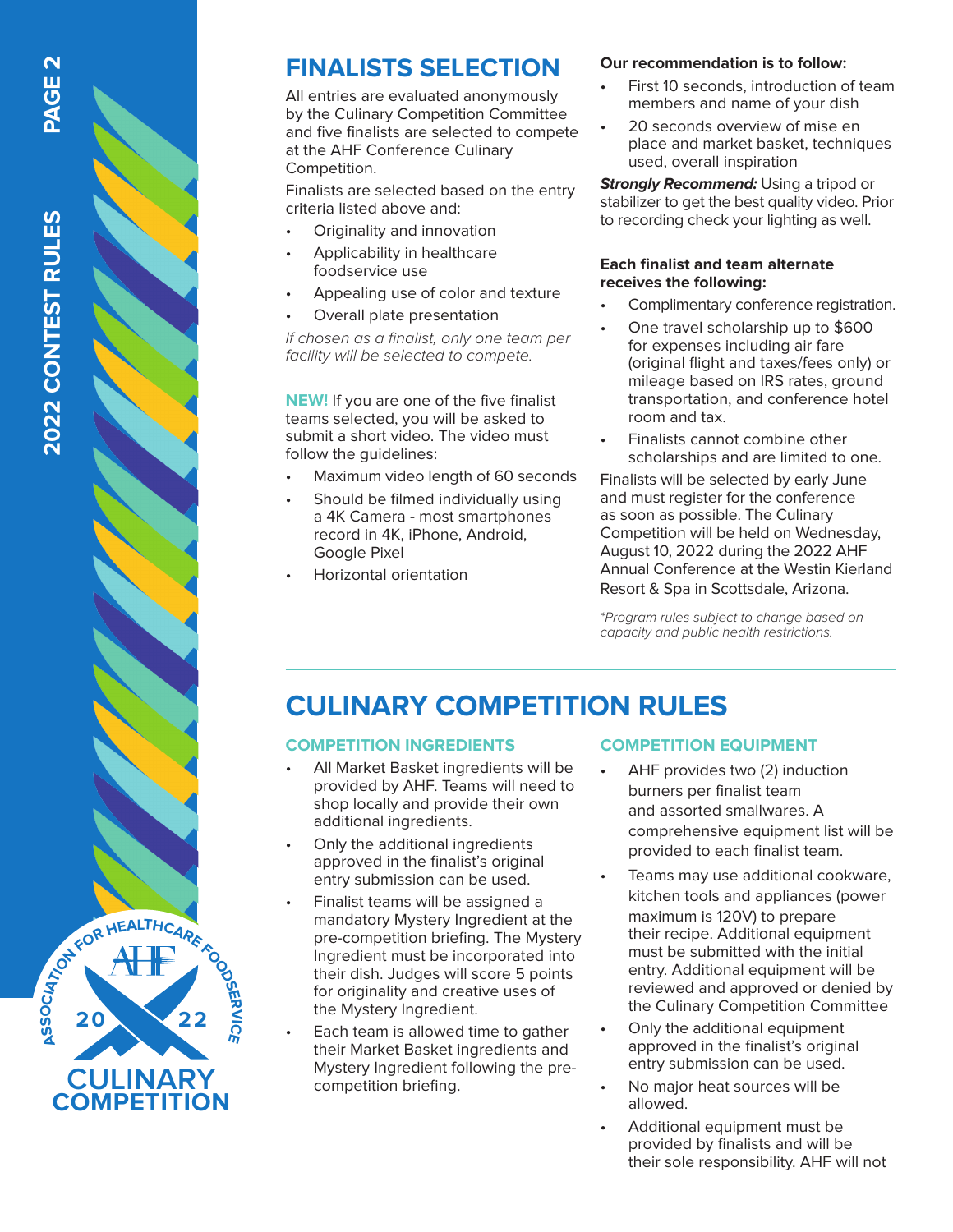## FINALISTS SELECTION

All entries are evaluated anonymously by the Culinary Competition Committee and five finalists are selected to compete at the AHF Conference Culinary Competition.

Finalists are selected based on the entry criteria listed above and:

- Originality and innovation
- Applicability in healthcare foodservice use
- Appealing use of color and texture
- Overall plate presentation

*If chosen as a finalist, only one team per facility will be selected to compete.*

**NEW!** If you are one of the five finalist teams selected, you will be asked to submit a short video. The video must follow the guidelines:

- Maximum video length of 60 seconds
- Should be filmed individually using a 4K Camera - most smartphones record in 4K, iPhone, Android, Google Pixel
- Horizontal orientation

**Our recommendation is to follow:**

- First 10 seconds, introduction of team members and name of your dish
- 20 seconds overview of mise en place and market basket, techniques used, overall inspiration

***Strongly Recommend:*** Using a tripod or stabilizer to get the best quality video. Prior to recording check your lighting as well.

**Each finalist and team alternate receives the following:**

- Complimentary conference registration.
- One travel scholarship up to $600 for expenses including air fare (original flight and taxes/fees only) or mileage based on IRS rates, ground transportation, and conference hotel room and tax.
- Finalists cannot combine other scholarships and are limited to one.

Finalists will be selected by early June and must register for the conference as soon as possible. The Culinary Competition will be held on Wednesday, August 10, 2022 during the 2022 AHF Annual Conference at the Westin Kierland Resort & Spa in Scottsdale, Arizona.

*\*Program rules subject to change based on capacity and public health restrictions.*

## CULINARY COMPETITION RULES

### COMPETITION INGREDIENTS

- All Market Basket ingredients will be provided by AHF. Teams will need to shop locally and provide their own additional ingredients.
- Only the additional ingredients approved in the finalist's original entry submission can be used.
- Finalist teams will be assigned a mandatory Mystery Ingredient at the pre-competition briefing. The Mystery Ingredient must be incorporated into their dish. Judges will score 5 points for originality and creative uses of the Mystery Ingredient.
- Each team is allowed time to gather their Market Basket ingredients and Mystery Ingredient following the pre-competition briefing.

### COMPETITION EQUIPMENT

- AHF provides two (2) induction burners per finalist team and assorted smallwares. A comprehensive equipment list will be provided to each finalist team.
- Teams may use additional cookware, kitchen tools and appliances (power maximum is 120V) to prepare their recipe. Additional equipment must be submitted with the initial entry. Additional equipment will be reviewed and approved or denied by the Culinary Competition Committee
- Only the additional equipment approved in the finalist's original entry submission can be used.
- No major heat sources will be allowed.
- Additional equipment must be provided by finalists and will be their sole responsibility. AHF will not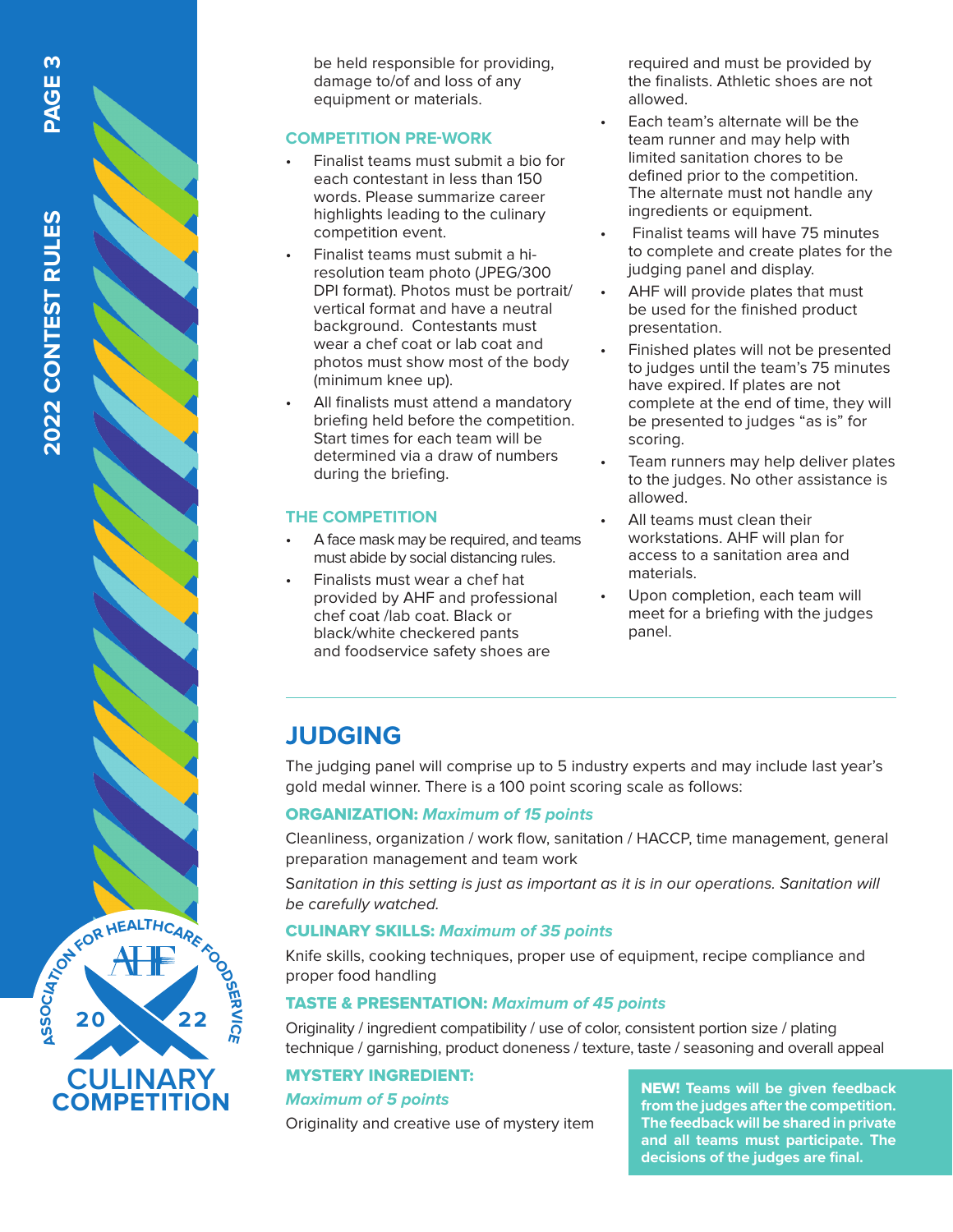be held responsible for providing, damage to/of and loss of any equipment or materials.

### COMPETITION PRE-WORK

- Finalist teams must submit a bio for each contestant in less than 150 words. Please summarize career highlights leading to the culinary competition event.
- Finalist teams must submit a hi-resolution team photo (JPEG/300 DPI format). Photos must be portrait/vertical format and have a neutral background. Contestants must wear a chef coat or lab coat and photos must show most of the body (minimum knee up).
- All finalists must attend a mandatory briefing held before the competition. Start times for each team will be determined via a draw of numbers during the briefing.

### THE COMPETITION

- A face mask may be required, and teams must abide by social distancing rules.
- Finalists must wear a chef hat provided by AHF and professional chef coat /lab coat. Black or black/white checkered pants and foodservice safety shoes are required and must be provided by the finalists. Athletic shoes are not allowed.
- Each team's alternate will be the team runner and may help with limited sanitation chores to be defined prior to the competition. The alternate must not handle any ingredients or equipment.
- Finalist teams will have 75 minutes to complete and create plates for the judging panel and display.
- AHF will provide plates that must be used for the finished product presentation.
- Finished plates will not be presented to judges until the team's 75 minutes have expired. If plates are not complete at the end of time, they will be presented to judges "as is" for scoring.
- Team runners may help deliver plates to the judges. No other assistance is allowed.
- All teams must clean their workstations. AHF will plan for access to a sanitation area and materials.
- Upon completion, each team will meet for a briefing with the judges panel.

## JUDGING

The judging panel will comprise up to 5 industry experts and may include last year's gold medal winner. There is a 100 point scoring scale as follows:

### ORGANIZATION: *Maximum of 15 points*

Cleanliness, organization / work flow, sanitation / HACCP, time management, general preparation management and team work

*Sanitation in this setting is just as important as it is in our operations. Sanitation will be carefully watched.*

### CULINARY SKILLS: *Maximum of 35 points*

Knife skills, cooking techniques, proper use of equipment, recipe compliance and proper food handling

### TASTE & PRESENTATION: *Maximum of 45 points*

Originality / ingredient compatibility / use of color, consistent portion size / plating technique / garnishing, product doneness / texture, taste / seasoning and overall appeal

### MYSTERY INGREDIENT: *Maximum of 5 points*

Originality and creative use of mystery item

**NEW! Teams will be given feedback from the judges after the competition. The feedback will be shared in private and all teams must participate. The decisions of the judges are final.**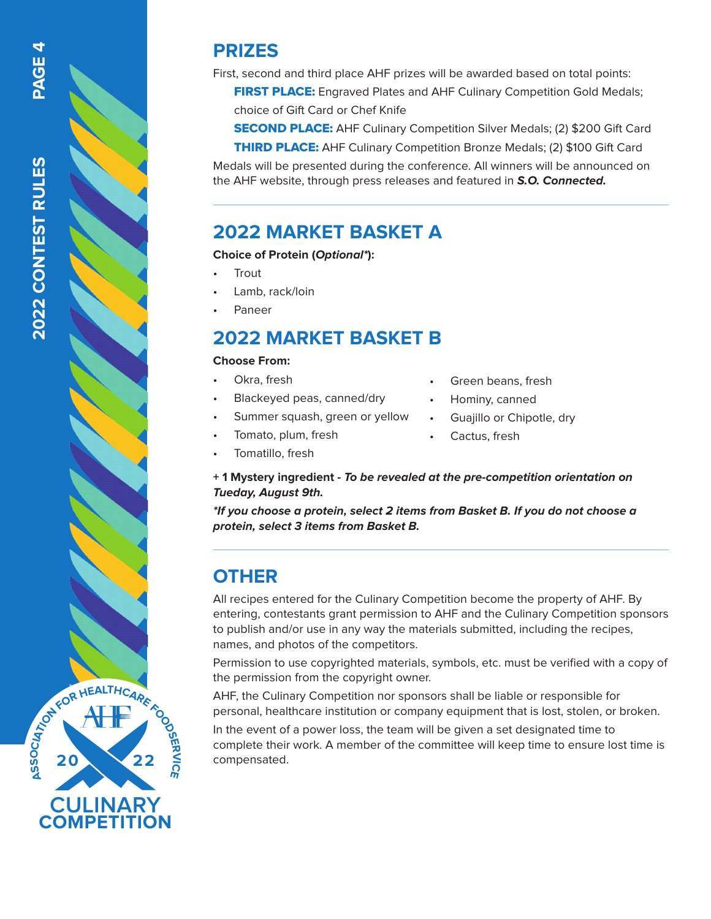## PRIZES

First, second and third place AHF prizes will be awarded based on total points:

**FIRST PLACE:** Engraved Plates and AHF Culinary Competition Gold Medals; choice of Gift Card or Chef Knife

**SECOND PLACE:** AHF Culinary Competition Silver Medals; (2) $200 Gift Card

**THIRD PLACE:** AHF Culinary Competition Bronze Medals; (2) $100 Gift Card

Medals will be presented during the conference. All winners will be announced on the AHF website, through press releases and featured in ***S.O. Connected.***

## 2022 MARKET BASKET A

**Choice of Protein (*Optional**):**

- Trout
- Lamb, rack/loin
- Paneer

## 2022 MARKET BASKET B

**Choose From:**

- Okra, fresh
- Blackeyed peas, canned/dry
- Summer squash, green or yellow
- Tomato, plum, fresh
- Tomatillo, fresh
- Green beans, fresh
- Hominy, canned
- Guajillo or Chipotle, dry
- Cactus, fresh

**+ 1 Mystery ingredient - *To be revealed at the pre-competition orientation on Tueday, August 9th.***

***\*If you choose a protein, select 2 items from Basket B. If you do not choose a protein, select 3 items from Basket B.***

## OTHER

All recipes entered for the Culinary Competition become the property of AHF. By entering, contestants grant permission to AHF and the Culinary Competition sponsors to publish and/or use in any way the materials submitted, including the recipes, names, and photos of the competitors.

Permission to use copyrighted materials, symbols, etc. must be verified with a copy of the permission from the copyright owner.

AHF, the Culinary Competition nor sponsors shall be liable or responsible for personal, healthcare institution or company equipment that is lost, stolen, or broken.

In the event of a power loss, the team will be given a set designated time to complete their work. A member of the committee will keep time to ensure lost time is compensated.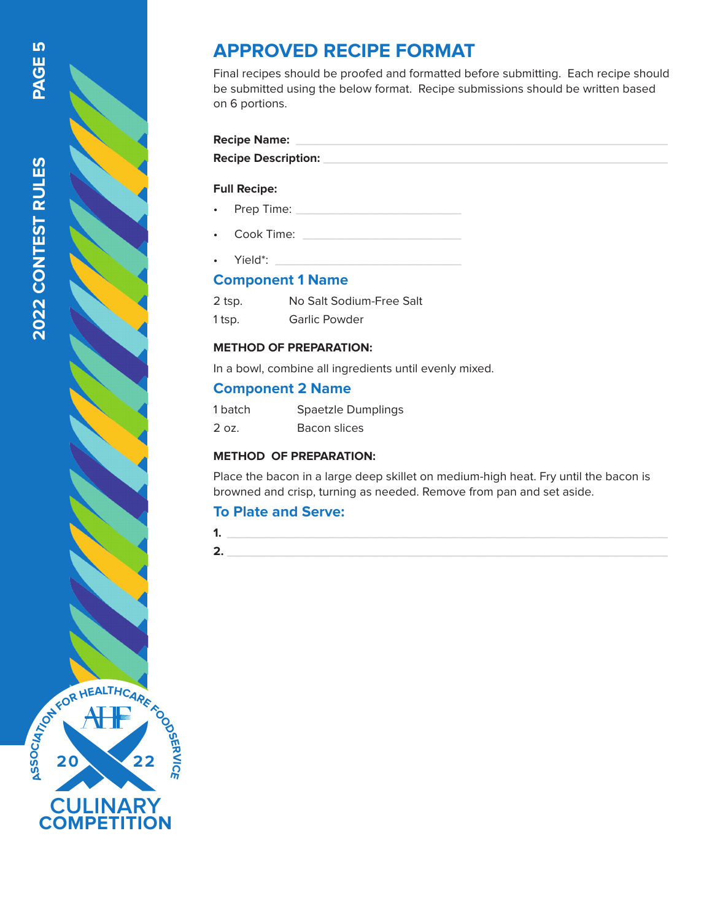# APPROVED RECIPE FORMAT

Final recipes should be proofed and formatted before submitting. Each recipe should be submitted using the below format. Recipe submissions should be written based on 6 portions.

**Recipe Name:** ____________________

**Recipe Description:** ____________________

**Full Recipe:**

- Prep Time: ____________________
- Cook Time: ____________________
- Yield*: ____________________

## Component 1 Name

| | |
|---|---|
| 2 tsp. | No Salt Sodium-Free Salt |
| 1 tsp. | Garlic Powder |

**METHOD OF PREPARATION:**

In a bowl, combine all ingredients until evenly mixed.

## Component 2 Name

| | |
|---|---|
| 1 batch | Spaetzle Dumplings |
| 2 oz. | Bacon slices |

**METHOD OF PREPARATION:**

Place the bacon in a large deep skillet on medium-high heat. Fry until the bacon is browned and crisp, turning as needed. Remove from pan and set aside.

## To Plate and Serve:

**1.** ____________________

**2.** ____________________

ASSOCIATION FOR HEALTHCARE FOODSERVICE
AHF
2022
CULINARY COMPETITION